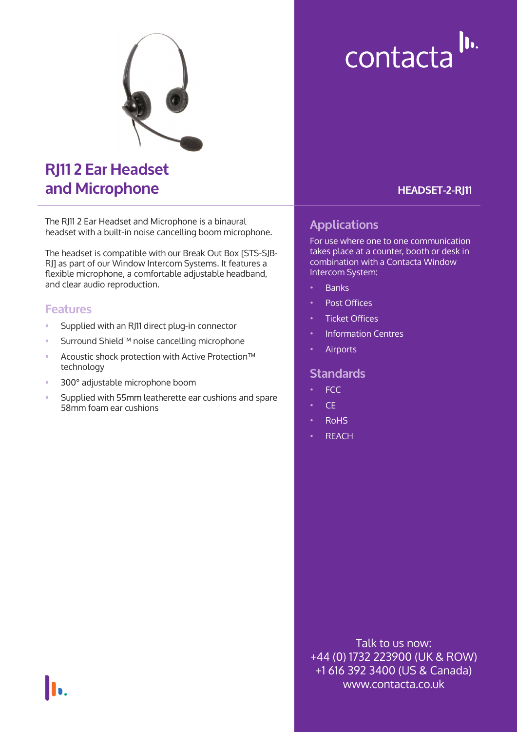contacta

# RJ11 2 Ear Headset and Microphone

**HEADSET-2-RJ11**

The RJ11 2 Ear Headset and Microphone is a binaural headset with a built-in noise cancelling boom microphone.

The headset is compatible with our Break Out Box [STS-SJB-RJ] as part of our Window Intercom Systems. It features a flexible microphone, a comfortable adjustable headband, and clear audio reproduction.

## Features

- Supplied with an RJ11 direct plug-in connector
- Surround Shield™ noise cancelling microphone
- Acoustic shock protection with Active Protection™ technology
- 300° adjustable microphone boom
- Supplied with 55mm leatherette ear cushions and spare 58mm foam ear cushions

## Applications

For use where one to one communication takes place at a counter, booth or desk in combination with a Contacta Window Intercom System:

- Banks
- Post Offices
- Ticket Offices
- Information Centres
- Airports

## Standards

- FCC
- CE
- RoHS
- REACH

Talk to us now:
+44 (0) 1732 223900 (UK & ROW)
+1 616 392 3400 (US & Canada)
www.contacta.co.uk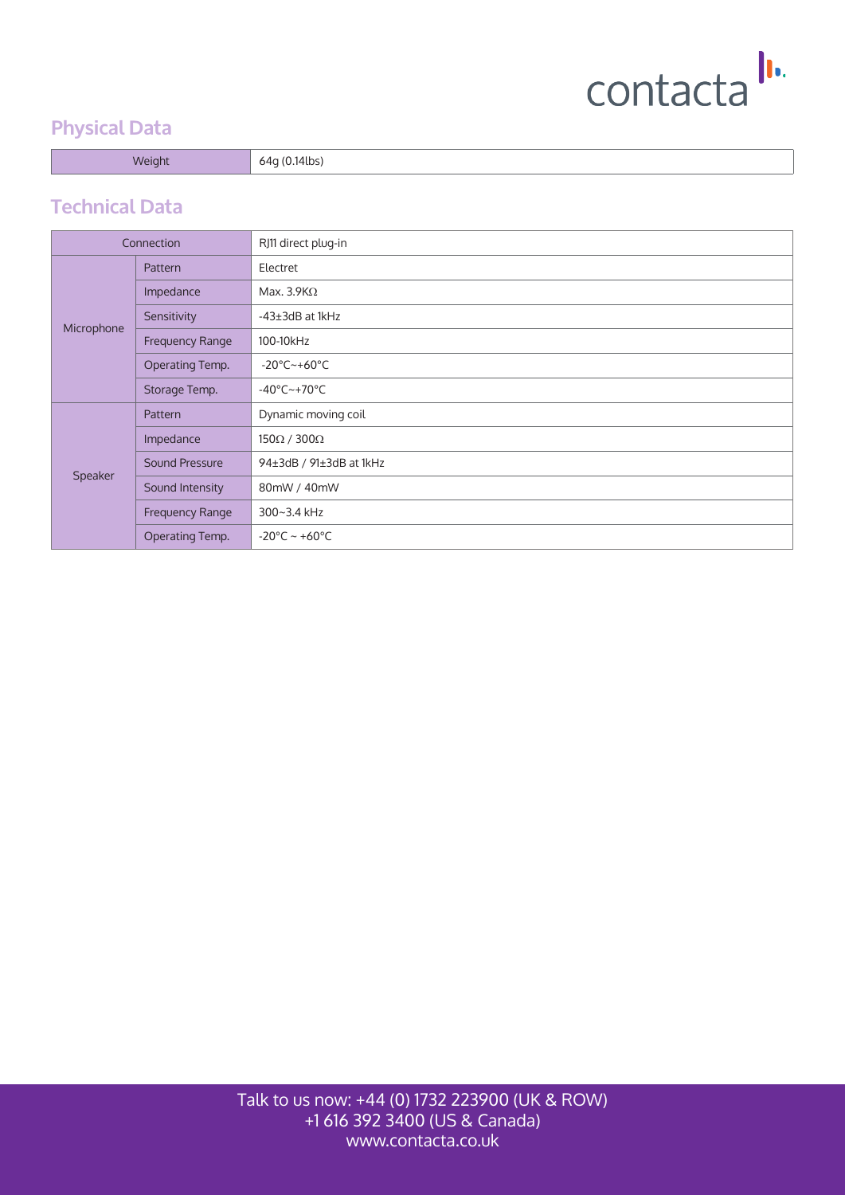## Physical Data

| | |
|---|---|
| Weight | 64g (0.14lbs) |

## Technical Data

| | | |
|---|---|---|
| Connection | | RJ11 direct plug-in |
| Microphone | Pattern | Electret |
| | Impedance | Max. 3.9KΩ |
| | Sensitivity | -43±3dB at 1kHz |
| | Frequency Range | 100-10kHz |
| | Operating Temp. | -20°C~+60°C |
| | Storage Temp. | -40°C~+70°C |
| Speaker | Pattern | Dynamic moving coil |
| | Impedance | 150Ω / 300Ω |
| | Sound Pressure | 94±3dB / 91±3dB at 1kHz |
| | Sound Intensity | 80mW / 40mW |
| | Frequency Range | 300~3.4 kHz |
| | Operating Temp. | -20°C ~ +60°C |

Talk to us now: +44 (0) 1732 223900 (UK & ROW)
+1 616 392 3400 (US & Canada)
www.contacta.co.uk